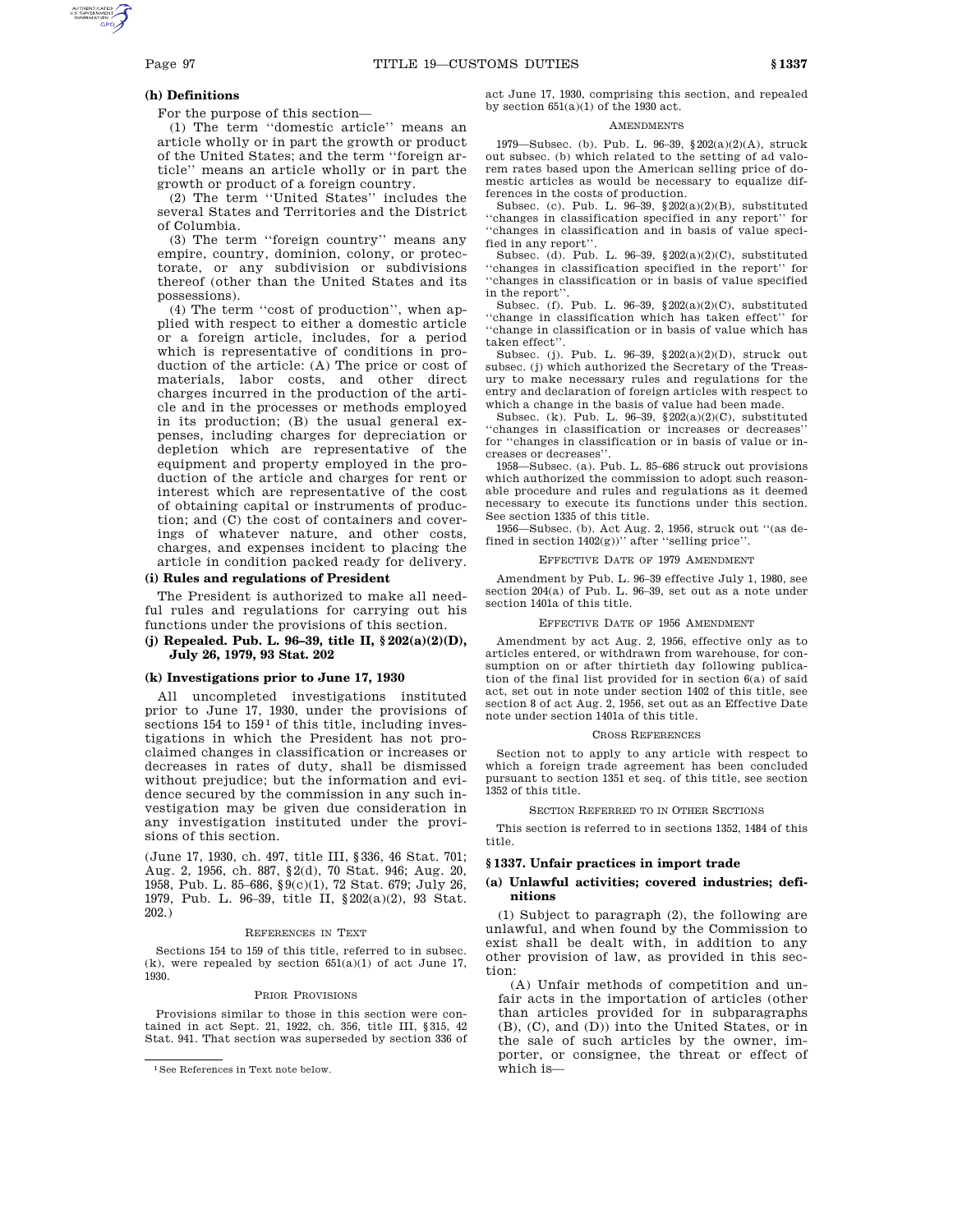### (h) Definitions

For the purpose of this section—

(1) The term ''domestic article'' means an article wholly or in part the growth or product of the United States; and the term ''foreign article'' means an article wholly or in part the growth or product of a foreign country.

(2) The term ''United States'' includes the several States and Territories and the District of Columbia.

(3) The term ''foreign country'' means any empire, country, dominion, colony, or protectorate, or any subdivision or subdivisions thereof (other than the United States and its possessions).

(4) The term ''cost of production'', when applied with respect to either a domestic article or a foreign article, includes, for a period which is representative of conditions in production of the article: (A) The price or cost of materials, labor costs, and other direct charges incurred in the production of the article and in the processes or methods employed in its production; (B) the usual general expenses, including charges for depreciation or depletion which are representative of the equipment and property employed in the production of the article and charges for rent or interest which are representative of the cost of obtaining capital or instruments of production; and (C) the cost of containers and coverings of whatever nature, and other costs, charges, and expenses incident to placing the article in condition packed ready for delivery.

### (i) Rules and regulations of President

The President is authorized to make all needful rules and regulations for carrying out his functions under the provisions of this section.

### (j) Repealed. Pub. L. 96–39, title II, § 202(a)(2)(D), July 26, 1979, 93 Stat. 202

### (k) Investigations prior to June 17, 1930

All uncompleted investigations instituted prior to June 17, 1930, under the provisions of sections 154 to 159[1] of this title, including investigations in which the President has not proclaimed changes in classification or increases or decreases in rates of duty, shall be dismissed without prejudice; but the information and evidence secured by the commission in any such investigation may be given due consideration in any investigation instituted under the provisions of this section.

(June 17, 1930, ch. 497, title III, §336, 46 Stat. 701; Aug. 2, 1956, ch. 887, §2(d), 70 Stat. 946; Aug. 20, 1958, Pub. L. 85–686, §9(c)(1), 72 Stat. 679; July 26, 1979, Pub. L. 96–39, title II, §202(a)(2), 93 Stat. 202.)

REFERENCES IN TEXT

Sections 154 to 159 of this title, referred to in subsec. (k), were repealed by section 651(a)(1) of act June 17, 1930.

PRIOR PROVISIONS

Provisions similar to those in this section were contained in act Sept. 21, 1922, ch. 356, title III, §315, 42 Stat. 941. That section was superseded by section 336 of act June 17, 1930, comprising this section, and repealed by section 651(a)(1) of the 1930 act.

AMENDMENTS

1979—Subsec. (b). Pub. L. 96–39, §202(a)(2)(A), struck out subsec. (b) which related to the setting of ad valorem rates based upon the American selling price of domestic articles as would be necessary to equalize differences in the costs of production.

Subsec. (c). Pub. L. 96–39, §202(a)(2)(B), substituted ''changes in classification specified in any report'' for ''changes in classification and in basis of value specified in any report''.

Subsec. (d). Pub. L. 96–39, §202(a)(2)(C), substituted ''changes in classification specified in the report'' for ''changes in classification or in basis of value specified in the report''.

Subsec. (f). Pub. L. 96–39, §202(a)(2)(C), substituted ''change in classification which has taken effect'' for ''change in classification or in basis of value which has taken effect''.

Subsec. (j). Pub. L. 96–39, §202(a)(2)(D), struck out subsec. (j) which authorized the Secretary of the Treasury to make necessary rules and regulations for the entry and declaration of foreign articles with respect to which a change in the basis of value had been made.

Subsec. (k). Pub. L. 96–39, §202(a)(2)(C), substituted ''changes in classification or increases or decreases'' for ''changes in classification or in basis of value or increases or decreases''.

1958—Subsec. (a). Pub. L. 85–686 struck out provisions which authorized the commission to adopt such reasonable procedure and rules and regulations as it deemed necessary to execute its functions under this section. See section 1335 of this title.

1956—Subsec. (b). Act Aug. 2, 1956, struck out ''(as defined in section 1402(g))'' after ''selling price''.

EFFECTIVE DATE OF 1979 AMENDMENT

Amendment by Pub. L. 96–39 effective July 1, 1980, see section 204(a) of Pub. L. 96–39, set out as a note under section 1401a of this title.

EFFECTIVE DATE OF 1956 AMENDMENT

Amendment by act Aug. 2, 1956, effective only as to articles entered, or withdrawn from warehouse, for consumption on or after thirtieth day following publication of the final list provided for in section 6(a) of said act, set out in note under section 1402 of this title, see section 8 of act Aug. 2, 1956, set out as an Effective Date note under section 1401a of this title.

CROSS REFERENCES

Section not to apply to any article with respect to which a foreign trade agreement has been concluded pursuant to section 1351 et seq. of this title, see section 1352 of this title.

SECTION REFERRED TO IN OTHER SECTIONS

This section is referred to in sections 1352, 1484 of this title.

## § 1337. Unfair practices in import trade

### (a) Unlawful activities; covered industries; definitions

(1) Subject to paragraph (2), the following are unlawful, and when found by the Commission to exist shall be dealt with, in addition to any other provision of law, as provided in this section:

(A) Unfair methods of competition and unfair acts in the importation of articles (other than articles provided for in subparagraphs (B), (C), and (D)) into the United States, or in the sale of such articles by the owner, importer, or consignee, the threat or effect of which is—

[1] See References in Text note below.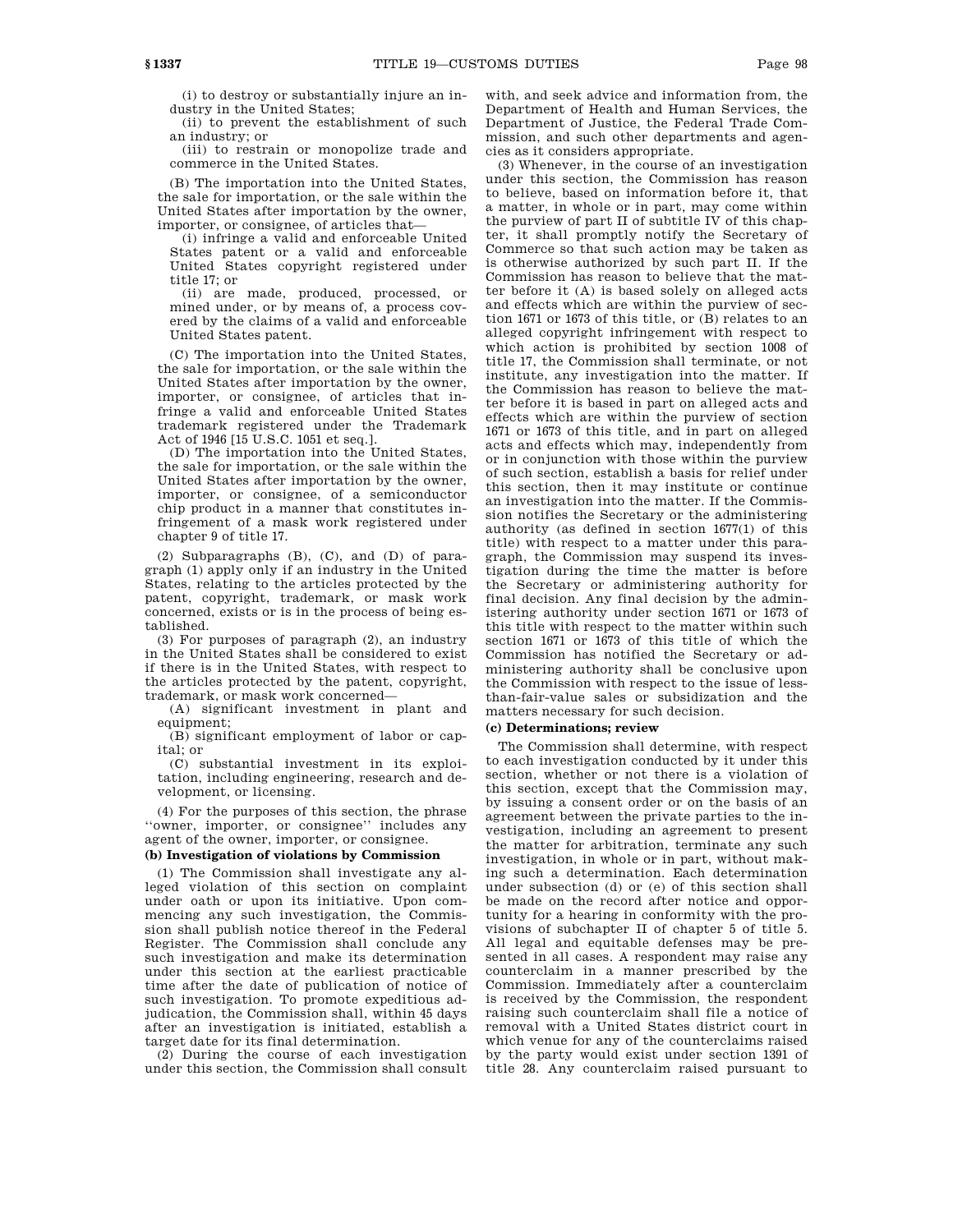(i) to destroy or substantially injure an industry in the United States;

(ii) to prevent the establishment of such an industry; or

(iii) to restrain or monopolize trade and commerce in the United States.

(B) The importation into the United States, the sale for importation, or the sale within the United States after importation by the owner, importer, or consignee, of articles that—

(i) infringe a valid and enforceable United States patent or a valid and enforceable United States copyright registered under title 17; or

(ii) are made, produced, processed, or mined under, or by means of, a process covered by the claims of a valid and enforceable United States patent.

(C) The importation into the United States, the sale for importation, or the sale within the United States after importation by the owner, importer, or consignee, of articles that infringe a valid and enforceable United States trademark registered under the Trademark Act of 1946 [15 U.S.C. 1051 et seq.].

(D) The importation into the United States, the sale for importation, or the sale within the United States after importation by the owner, importer, or consignee, of a semiconductor chip product in a manner that constitutes infringement of a mask work registered under chapter 9 of title 17.

(2) Subparagraphs (B), (C), and (D) of paragraph (1) apply only if an industry in the United States, relating to the articles protected by the patent, copyright, trademark, or mask work concerned, exists or is in the process of being established.

(3) For purposes of paragraph (2), an industry in the United States shall be considered to exist if there is in the United States, with respect to the articles protected by the patent, copyright, trademark, or mask work concerned—

(A) significant investment in plant and equipment;

(B) significant employment of labor or capital; or

(C) substantial investment in its exploitation, including engineering, research and development, or licensing.

(4) For the purposes of this section, the phrase ''owner, importer, or consignee'' includes any agent of the owner, importer, or consignee.

**(b) Investigation of violations by Commission**

(1) The Commission shall investigate any alleged violation of this section on complaint under oath or upon its initiative. Upon commencing any such investigation, the Commission shall publish notice thereof in the Federal Register. The Commission shall conclude any such investigation and make its determination under this section at the earliest practicable time after the date of publication of notice of such investigation. To promote expeditious adjudication, the Commission shall, within 45 days after an investigation is initiated, establish a target date for its final determination.

(2) During the course of each investigation under this section, the Commission shall consult with, and seek advice and information from, the Department of Health and Human Services, the Department of Justice, the Federal Trade Commission, and such other departments and agencies as it considers appropriate.

(3) Whenever, in the course of an investigation under this section, the Commission has reason to believe, based on information before it, that a matter, in whole or in part, may come within the purview of part II of subtitle IV of this chapter, it shall promptly notify the Secretary of Commerce so that such action may be taken as is otherwise authorized by such part II. If the Commission has reason to believe that the matter before it (A) is based solely on alleged acts and effects which are within the purview of section 1671 or 1673 of this title, or (B) relates to an alleged copyright infringement with respect to which action is prohibited by section 1008 of title 17, the Commission shall terminate, or not institute, any investigation into the matter. If the Commission has reason to believe the matter before it is based in part on alleged acts and effects which are within the purview of section 1671 or 1673 of this title, and in part on alleged acts and effects which may, independently from or in conjunction with those within the purview of such section, establish a basis for relief under this section, then it may institute or continue an investigation into the matter. If the Commission notifies the Secretary or the administering authority (as defined in section 1677(1) of this title) with respect to a matter under this paragraph, the Commission may suspend its investigation during the time the matter is before the Secretary or administering authority for final decision. Any final decision by the administering authority under section 1671 or 1673 of this title with respect to the matter within such section 1671 or 1673 of this title of which the Commission has notified the Secretary or administering authority shall be conclusive upon the Commission with respect to the issue of less-than-fair-value sales or subsidization and the matters necessary for such decision.

**(c) Determinations; review**

The Commission shall determine, with respect to each investigation conducted by it under this section, whether or not there is a violation of this section, except that the Commission may, by issuing a consent order or on the basis of an agreement between the private parties to the investigation, including an agreement to present the matter for arbitration, terminate any such investigation, in whole or in part, without making such a determination. Each determination under subsection (d) or (e) of this section shall be made on the record after notice and opportunity for a hearing in conformity with the provisions of subchapter II of chapter 5 of title 5. All legal and equitable defenses may be presented in all cases. A respondent may raise any counterclaim in a manner prescribed by the Commission. Immediately after a counterclaim is received by the Commission, the respondent raising such counterclaim shall file a notice of removal with a United States district court in which venue for any of the counterclaims raised by the party would exist under section 1391 of title 28. Any counterclaim raised pursuant to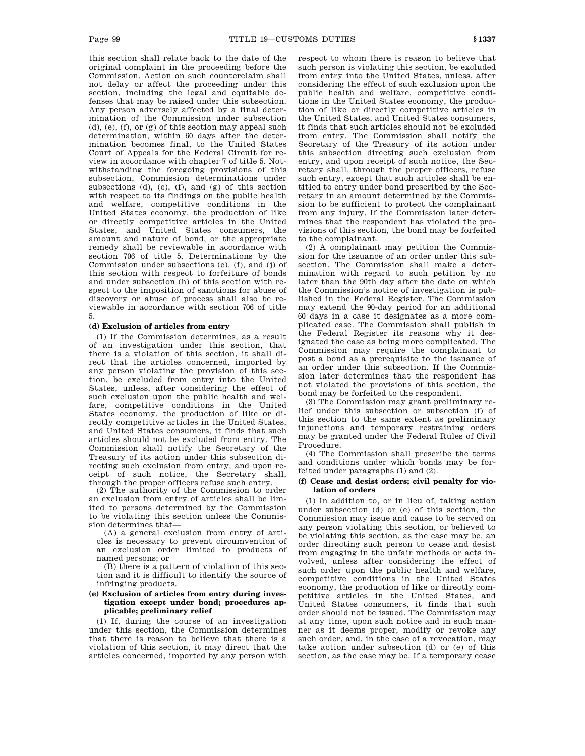this section shall relate back to the date of the original complaint in the proceeding before the Commission. Action on such counterclaim shall not delay or affect the proceeding under this section, including the legal and equitable defenses that may be raised under this subsection. Any person adversely affected by a final determination of the Commission under subsection (d), (e), (f), or (g) of this section may appeal such determination, within 60 days after the determination becomes final, to the United States Court of Appeals for the Federal Circuit for review in accordance with chapter 7 of title 5. Notwithstanding the foregoing provisions of this subsection, Commission determinations under subsections (d), (e), (f), and (g) of this section with respect to its findings on the public health and welfare, competitive conditions in the United States economy, the production of like or directly competitive articles in the United States, and United States consumers, the amount and nature of bond, or the appropriate remedy shall be reviewable in accordance with section 706 of title 5. Determinations by the Commission under subsections (e), (f), and (j) of this section with respect to forfeiture of bonds and under subsection (h) of this section with respect to the imposition of sanctions for abuse of discovery or abuse of process shall also be reviewable in accordance with section 706 of title 5.

**(d) Exclusion of articles from entry**

(1) If the Commission determines, as a result of an investigation under this section, that there is a violation of this section, it shall direct that the articles concerned, imported by any person violating the provision of this section, be excluded from entry into the United States, unless, after considering the effect of such exclusion upon the public health and welfare, competitive conditions in the United States economy, the production of like or directly competitive articles in the United States, and United States consumers, it finds that such articles should not be excluded from entry. The Commission shall notify the Secretary of the Treasury of its action under this subsection directing such exclusion from entry, and upon receipt of such notice, the Secretary shall, through the proper officers refuse such entry.

(2) The authority of the Commission to order an exclusion from entry of articles shall be limited to persons determined by the Commission to be violating this section unless the Commission determines that—

(A) a general exclusion from entry of articles is necessary to prevent circumvention of an exclusion order limited to products of named persons; or

(B) there is a pattern of violation of this section and it is difficult to identify the source of infringing products.

**(e) Exclusion of articles from entry during investigation except under bond; procedures applicable; preliminary relief**

(1) If, during the course of an investigation under this section, the Commission determines that there is reason to believe that there is a violation of this section, it may direct that the articles concerned, imported by any person with respect to whom there is reason to believe that such person is violating this section, be excluded from entry into the United States, unless, after considering the effect of such exclusion upon the public health and welfare, competitive conditions in the United States economy, the production of like or directly competitive articles in the United States, and United States consumers, it finds that such articles should not be excluded from entry. The Commission shall notify the Secretary of the Treasury of its action under this subsection directing such exclusion from entry, and upon receipt of such notice, the Secretary shall, through the proper officers, refuse such entry, except that such articles shall be entitled to entry under bond prescribed by the Secretary in an amount determined by the Commission to be sufficient to protect the complainant from any injury. If the Commission later determines that the respondent has violated the provisions of this section, the bond may be forfeited to the complainant.

(2) A complainant may petition the Commission for the issuance of an order under this subsection. The Commission shall make a determination with regard to such petition by no later than the 90th day after the date on which the Commission's notice of investigation is published in the Federal Register. The Commission may extend the 90-day period for an additional 60 days in a case it designates as a more complicated case. The Commission shall publish in the Federal Register its reasons why it designated the case as being more complicated. The Commission may require the complainant to post a bond as a prerequisite to the issuance of an order under this subsection. If the Commission later determines that the respondent has not violated the provisions of this section, the bond may be forfeited to the respondent.

(3) The Commission may grant preliminary relief under this subsection or subsection (f) of this section to the same extent as preliminary injunctions and temporary restraining orders may be granted under the Federal Rules of Civil Procedure.

(4) The Commission shall prescribe the terms and conditions under which bonds may be forfeited under paragraphs (1) and (2).

**(f) Cease and desist orders; civil penalty for violation of orders**

(1) In addition to, or in lieu of, taking action under subsection (d) or (e) of this section, the Commission may issue and cause to be served on any person violating this section, or believed to be violating this section, as the case may be, an order directing such person to cease and desist from engaging in the unfair methods or acts involved, unless after considering the effect of such order upon the public health and welfare, competitive conditions in the United States economy, the production of like or directly competitive articles in the United States, and United States consumers, it finds that such order should not be issued. The Commission may at any time, upon such notice and in such manner as it deems proper, modify or revoke any such order, and, in the case of a revocation, may take action under subsection (d) or (e) of this section, as the case may be. If a temporary cease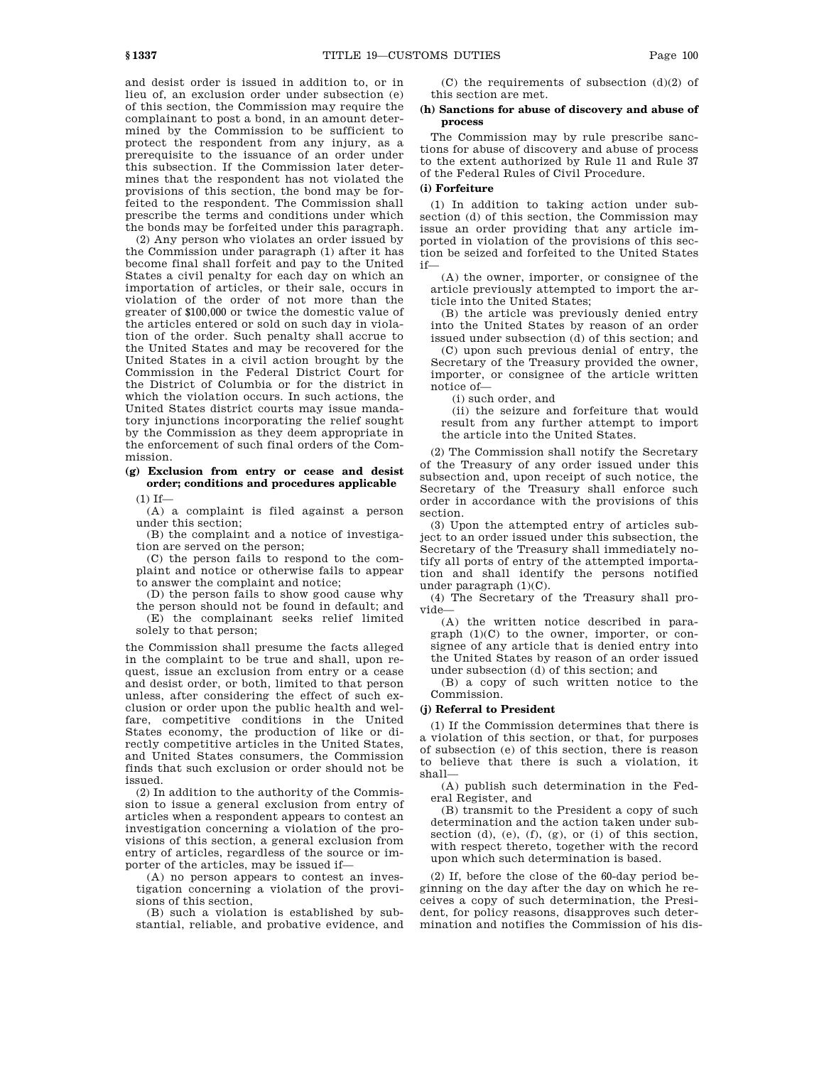and desist order is issued in addition to, or in lieu of, an exclusion order under subsection (e) of this section, the Commission may require the complainant to post a bond, in an amount determined by the Commission to be sufficient to protect the respondent from any injury, as a prerequisite to the issuance of an order under this subsection. If the Commission later determines that the respondent has not violated the provisions of this section, the bond may be forfeited to the respondent. The Commission shall prescribe the terms and conditions under which the bonds may be forfeited under this paragraph.

(2) Any person who violates an order issued by the Commission under paragraph (1) after it has become final shall forfeit and pay to the United States a civil penalty for each day on which an importation of articles, or their sale, occurs in violation of the order of not more than the greater of $100,000 or twice the domestic value of the articles entered or sold on such day in violation of the order. Such penalty shall accrue to the United States and may be recovered for the United States in a civil action brought by the Commission in the Federal District Court for the District of Columbia or for the district in which the violation occurs. In such actions, the United States district courts may issue mandatory injunctions incorporating the relief sought by the Commission as they deem appropriate in the enforcement of such final orders of the Commission.

#### (g) Exclusion from entry or cease and desist order; conditions and procedures applicable

(1) If—

(A) a complaint is filed against a person under this section;

(B) the complaint and a notice of investigation are served on the person;

(C) the person fails to respond to the complaint and notice or otherwise fails to appear to answer the complaint and notice;

(D) the person fails to show good cause why the person should not be found in default; and

(E) the complainant seeks relief limited solely to that person;

the Commission shall presume the facts alleged in the complaint to be true and shall, upon request, issue an exclusion from entry or a cease and desist order, or both, limited to that person unless, after considering the effect of such exclusion or order upon the public health and welfare, competitive conditions in the United States economy, the production of like or directly competitive articles in the United States, and United States consumers, the Commission finds that such exclusion or order should not be issued.

(2) In addition to the authority of the Commission to issue a general exclusion from entry of articles when a respondent appears to contest an investigation concerning a violation of the provisions of this section, a general exclusion from entry of articles, regardless of the source or importer of the articles, may be issued if—

(A) no person appears to contest an investigation concerning a violation of the provisions of this section,

(B) such a violation is established by substantial, reliable, and probative evidence, and

(C) the requirements of subsection (d)(2) of this section are met.

#### (h) Sanctions for abuse of discovery and abuse of process

The Commission may by rule prescribe sanctions for abuse of discovery and abuse of process to the extent authorized by Rule 11 and Rule 37 of the Federal Rules of Civil Procedure.

#### (i) Forfeiture

(1) In addition to taking action under subsection (d) of this section, the Commission may issue an order providing that any article imported in violation of the provisions of this section be seized and forfeited to the United States if—

(A) the owner, importer, or consignee of the article previously attempted to import the article into the United States;

(B) the article was previously denied entry into the United States by reason of an order issued under subsection (d) of this section; and

(C) upon such previous denial of entry, the Secretary of the Treasury provided the owner, importer, or consignee of the article written notice of—

(i) such order, and

(ii) the seizure and forfeiture that would result from any further attempt to import the article into the United States.

(2) The Commission shall notify the Secretary of the Treasury of any order issued under this subsection and, upon receipt of such notice, the Secretary of the Treasury shall enforce such order in accordance with the provisions of this section.

(3) Upon the attempted entry of articles subject to an order issued under this subsection, the Secretary of the Treasury shall immediately notify all ports of entry of the attempted importation and shall identify the persons notified under paragraph (1)(C).

(4) The Secretary of the Treasury shall provide—

(A) the written notice described in paragraph (1)(C) to the owner, importer, or consignee of any article that is denied entry into the United States by reason of an order issued under subsection (d) of this section; and

(B) a copy of such written notice to the Commission.

#### (j) Referral to President

(1) If the Commission determines that there is a violation of this section, or that, for purposes of subsection (e) of this section, there is reason to believe that there is such a violation, it shall—

(A) publish such determination in the Federal Register, and

(B) transmit to the President a copy of such determination and the action taken under subsection (d), (e), (f), (g), or (i) of this section, with respect thereto, together with the record upon which such determination is based.

(2) If, before the close of the 60-day period beginning on the day after the day on which he receives a copy of such determination, the President, for policy reasons, disapproves such determination and notifies the Commission of his dis-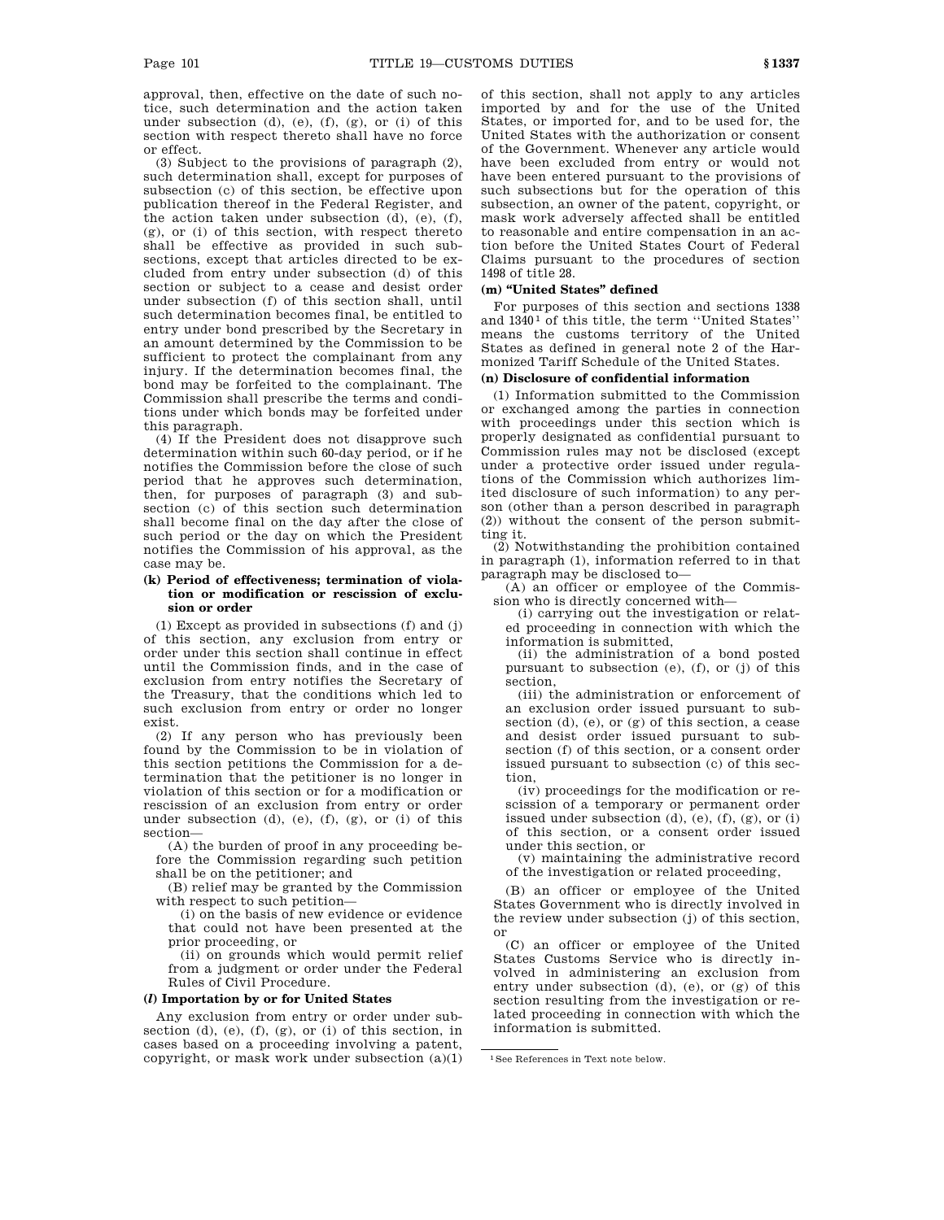approval, then, effective on the date of such notice, such determination and the action taken under subsection (d), (e), (f), (g), or (i) of this section with respect thereto shall have no force or effect.

(3) Subject to the provisions of paragraph (2), such determination shall, except for purposes of subsection (c) of this section, be effective upon publication thereof in the Federal Register, and the action taken under subsection (d), (e), (f), (g), or (i) of this section, with respect thereto shall be effective as provided in such subsections, except that articles directed to be excluded from entry under subsection (d) of this section or subject to a cease and desist order under subsection (f) of this section shall, until such determination becomes final, be entitled to entry under bond prescribed by the Secretary in an amount determined by the Commission to be sufficient to protect the complainant from any injury. If the determination becomes final, the bond may be forfeited to the complainant. The Commission shall prescribe the terms and conditions under which bonds may be forfeited under this paragraph.

(4) If the President does not disapprove such determination within such 60-day period, or if he notifies the Commission before the close of such period that he approves such determination, then, for purposes of paragraph (3) and subsection (c) of this section such determination shall become final on the day after the close of such period or the day on which the President notifies the Commission of his approval, as the case may be.

#### (k) Period of effectiveness; termination of violation or modification or rescission of exclusion or order

(1) Except as provided in subsections (f) and (j) of this section, any exclusion from entry or order under this section shall continue in effect until the Commission finds, and in the case of exclusion from entry notifies the Secretary of the Treasury, that the conditions which led to such exclusion from entry or order no longer exist.

(2) If any person who has previously been found by the Commission to be in violation of this section petitions the Commission for a determination that the petitioner is no longer in violation of this section or for a modification or rescission of an exclusion from entry or order under subsection (d), (e), (f), (g), or (i) of this section—

(A) the burden of proof in any proceeding before the Commission regarding such petition shall be on the petitioner; and

(B) relief may be granted by the Commission with respect to such petition—

(i) on the basis of new evidence or evidence that could not have been presented at the prior proceeding, or

(ii) on grounds which would permit relief from a judgment or order under the Federal Rules of Civil Procedure.

#### (*l*) Importation by or for United States

Any exclusion from entry or order under subsection (d), (e), (f), (g), or (i) of this section, in cases based on a proceeding involving a patent, copyright, or mask work under subsection (a)(1) of this section, shall not apply to any articles imported by and for the use of the United States, or imported for, and to be used for, the United States with the authorization or consent of the Government. Whenever any article would have been excluded from entry or would not have been entered pursuant to the provisions of such subsections but for the operation of this subsection, an owner of the patent, copyright, or mask work adversely affected shall be entitled to reasonable and entire compensation in an action before the United States Court of Federal Claims pursuant to the procedures of section 1498 of title 28.

#### (m) "United States" defined

For purposes of this section and sections 1338 and 1340[1] of this title, the term ''United States'' means the customs territory of the United States as defined in general note 2 of the Harmonized Tariff Schedule of the United States.

#### (n) Disclosure of confidential information

(1) Information submitted to the Commission or exchanged among the parties in connection with proceedings under this section which is properly designated as confidential pursuant to Commission rules may not be disclosed (except under a protective order issued under regulations of the Commission which authorizes limited disclosure of such information) to any person (other than a person described in paragraph (2)) without the consent of the person submitting it.

(2) Notwithstanding the prohibition contained in paragraph (1), information referred to in that paragraph may be disclosed to—

(A) an officer or employee of the Commission who is directly concerned with—

(i) carrying out the investigation or related proceeding in connection with which the information is submitted,

(ii) the administration of a bond posted pursuant to subsection (e), (f), or (j) of this section,

(iii) the administration or enforcement of an exclusion order issued pursuant to subsection (d), (e), or (g) of this section, a cease and desist order issued pursuant to subsection (f) of this section, or a consent order issued pursuant to subsection (c) of this section,

(iv) proceedings for the modification or rescission of a temporary or permanent order issued under subsection (d), (e), (f), (g), or (i) of this section, or a consent order issued under this section, or

(v) maintaining the administrative record of the investigation or related proceeding,

(B) an officer or employee of the United States Government who is directly involved in the review under subsection (j) of this section, or

(C) an officer or employee of the United States Customs Service who is directly involved in administering an exclusion from entry under subsection (d), (e), or (g) of this section resulting from the investigation or related proceeding in connection with which the information is submitted.

[1] See References in Text note below.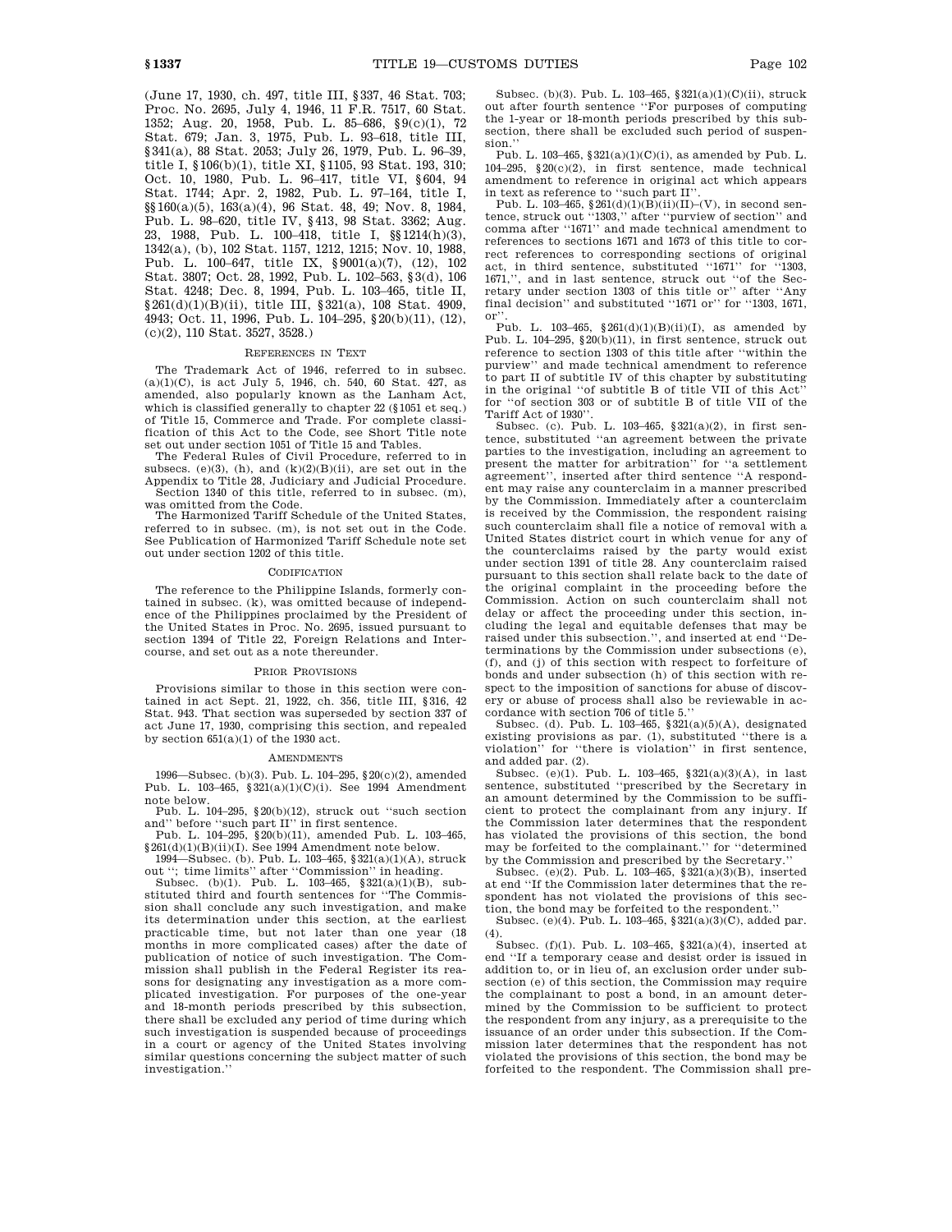(June 17, 1930, ch. 497, title III, §337, 46 Stat. 703; Proc. No. 2695, July 4, 1946, 11 F.R. 7517, 60 Stat. 1352; Aug. 20, 1958, Pub. L. 85–686, §9(c)(1), 72 Stat. 679; Jan. 3, 1975, Pub. L. 93–618, title III, §341(a), 88 Stat. 2053; July 26, 1979, Pub. L. 96–39, title I, §106(b)(1), title XI, §1105, 93 Stat. 193, 310; Oct. 10, 1980, Pub. L. 96–417, title VI, §604, 94 Stat. 1744; Apr. 2, 1982, Pub. L. 97–164, title I, §§160(a)(5), 163(a)(4), 96 Stat. 48, 49; Nov. 8, 1984, Pub. L. 98–620, title IV, §413, 98 Stat. 3362; Aug. 23, 1988, Pub. L. 100–418, title I, §§1214(h)(3), 1342(a), (b), 102 Stat. 1157, 1212, 1215; Nov. 10, 1988, Pub. L. 100–647, title IX, §9001(a)(7), (12), 102 Stat. 3807; Oct. 28, 1992, Pub. L. 102–563, §3(d), 106 Stat. 4248; Dec. 8, 1994, Pub. L. 103–465, title II, §261(d)(1)(B)(ii), title III, §321(a), 108 Stat. 4909, 4943; Oct. 11, 1996, Pub. L. 104–295, §20(b)(11), (12), (c)(2), 110 Stat. 3527, 3528.)

## References in Text

The Trademark Act of 1946, referred to in subsec. (a)(1)(C), is act July 5, 1946, ch. 540, 60 Stat. 427, as amended, also popularly known as the Lanham Act, which is classified generally to chapter 22 (§1051 et seq.) of Title 15, Commerce and Trade. For complete classification of this Act to the Code, see Short Title note set out under section 1051 of Title 15 and Tables.

The Federal Rules of Civil Procedure, referred to in subsecs. (e)(3), (h), and (k)(2)(B)(ii), are set out in the Appendix to Title 28, Judiciary and Judicial Procedure.

Section 1340 of this title, referred to in subsec. (m), was omitted from the Code.

The Harmonized Tariff Schedule of the United States, referred to in subsec. (m), is not set out in the Code. See Publication of Harmonized Tariff Schedule note set out under section 1202 of this title.

## Codification

The reference to the Philippine Islands, formerly contained in subsec. (k), was omitted because of independence of the Philippines proclaimed by the President of the United States in Proc. No. 2695, issued pursuant to section 1394 of Title 22, Foreign Relations and Intercourse, and set out as a note thereunder.

## Prior Provisions

Provisions similar to those in this section were contained in act Sept. 21, 1922, ch. 356, title III, §316, 42 Stat. 943. That section was superseded by section 337 of act June 17, 1930, comprising this section, and repealed by section 651(a)(1) of the 1930 act.

## Amendments

1996—Subsec. (b)(3). Pub. L. 104–295, §20(c)(2), amended Pub. L. 103–465, §321(a)(1)(C)(i). See 1994 Amendment note below.

Pub. L. 104–295, §20(b)(12), struck out "such section and" before "such part II" in first sentence.

Pub. L. 104–295, §20(b)(11), amended Pub. L. 103–465, §261(d)(1)(B)(ii)(I). See 1994 Amendment note below.

1994—Subsec. (b). Pub. L. 103–465, §321(a)(1)(A), struck out "; time limits" after "Commission" in heading.

Subsec. (b)(1). Pub. L. 103–465, §321(a)(1)(B), substituted third and fourth sentences for "The Commission shall conclude any such investigation, and make its determination under this section, at the earliest practicable time, but not later than one year (18 months in more complicated cases) after the date of publication of notice of such investigation. The Commission shall publish in the Federal Register its reasons for designating any investigation as a more complicated investigation. For purposes of the one-year and 18-month periods prescribed by this subsection, there shall be excluded any period of time during which such investigation is suspended because of proceedings in a court or agency of the United States involving similar questions concerning the subject matter of such investigation."

Subsec. (b)(3). Pub. L. 103–465, §321(a)(1)(C)(ii), struck out after fourth sentence "For purposes of computing the 1-year or 18-month periods prescribed by this subsection, there shall be excluded such period of suspension."

Pub. L. 103–465, §321(a)(1)(C)(i), as amended by Pub. L. 104–295, §20(c)(2), in first sentence, made technical amendment to reference in original act which appears in text as reference to "such part II".

Pub. L. 103–465, §261(d)(1)(B)(ii)(II)–(V), in second sentence, struck out "1303," after "purview of section" and comma after "1671" and made technical amendment to references to sections 1671 and 1673 of this title to correct references to corresponding sections of original act, in third sentence, substituted "1671" for "1303, 1671,", and in last sentence, struck out "of the Secretary under section 1303 of this title or" after "Any final decision" and substituted "1671 or" for "1303, 1671, or".

Pub. L. 103–465, §261(d)(1)(B)(ii)(I), as amended by Pub. L. 104–295, §20(b)(11), in first sentence, struck out reference to section 1303 of this title after "within the purview" and made technical amendment to reference to part II of subtitle IV of this chapter by substituting in the original "of subtitle B of title VII of this Act" for "of section 303 or of subtitle B of title VII of the Tariff Act of 1930".

Subsec. (c). Pub. L. 103–465, §321(a)(2), in first sentence, substituted "an agreement between the private parties to the investigation, including an agreement to present the matter for arbitration" for "a settlement agreement", inserted after third sentence "A respondent may raise any counterclaim in a manner prescribed by the Commission. Immediately after a counterclaim is received by the Commission, the respondent raising such counterclaim shall file a notice of removal with a United States district court in which venue for any of the counterclaims raised by the party would exist under section 1391 of title 28. Any counterclaim raised pursuant to this section shall relate back to the date of the original complaint in the proceeding before the Commission. Action on such counterclaim shall not delay or affect the proceeding under this section, including the legal and equitable defenses that may be raised under this subsection.", and inserted at end "Determinations by the Commission under subsections (e), (f), and (j) of this section with respect to forfeiture of bonds and under subsection (h) of this section with respect to the imposition of sanctions for abuse of discovery or abuse of process shall also be reviewable in accordance with section 706 of title 5."

Subsec. (d). Pub. L. 103–465, §321(a)(5)(A), designated existing provisions as par. (1), substituted "there is a violation" for "there is violation" in first sentence, and added par. (2).

Subsec. (e)(1). Pub. L. 103–465, §321(a)(3)(A), in last sentence, substituted "prescribed by the Secretary in an amount determined by the Commission to be sufficient to protect the complainant from any injury. If the Commission later determines that the respondent has violated the provisions of this section, the bond may be forfeited to the complainant." for "determined by the Commission and prescribed by the Secretary."

Subsec. (e)(2). Pub. L. 103–465, §321(a)(3)(B), inserted at end "If the Commission later determines that the respondent has not violated the provisions of this section, the bond may be forfeited to the respondent."

Subsec. (e)(4). Pub. L. 103–465, §321(a)(3)(C), added par. (4).

Subsec. (f)(1). Pub. L. 103–465, §321(a)(4), inserted at end "If a temporary cease and desist order is issued in addition to, or in lieu of, an exclusion order under subsection (e) of this section, the Commission may require the complainant to post a bond, in an amount determined by the Commission to be sufficient to protect the respondent from any injury, as a prerequisite to the issuance of an order under this subsection. If the Commission later determines that the respondent has not violated the provisions of this section, the bond may be forfeited to the respondent. The Commission shall pre-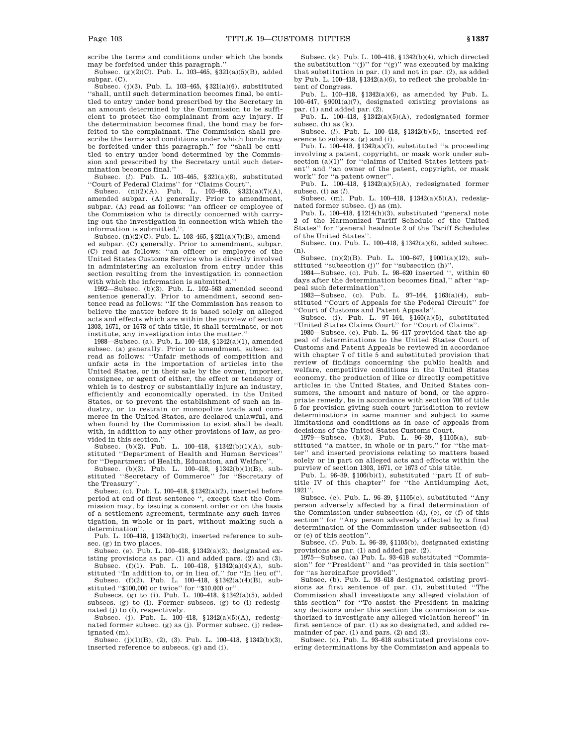scribe the terms and conditions under which the bonds may be forfeited under this paragraph.''

Subsec. (g)(2)(C). Pub. L. 103–465, §321(a)(5)(B), added subpar. (C).

Subsec. (j)(3). Pub. L. 103–465, §321(a)(6), substituted ''shall, until such determination becomes final, be entitled to entry under bond prescribed by the Secretary in an amount determined by the Commission to be sufficient to protect the complainant from any injury. If the determination becomes final, the bond may be forfeited to the complainant. The Commission shall prescribe the terms and conditions under which bonds may be forfeited under this paragraph.'' for ''shall be entitled to entry under bond determined by the Commission and prescribed by the Secretary until such determination becomes final.''

Subsec. (*l*). Pub. L. 103–465, §321(a)(8), substituted ''Court of Federal Claims'' for ''Claims Court''.

Subsec. (n)(2)(A). Pub. L. 103–465, §321(a)(7)(A), amended subpar. (A) generally. Prior to amendment, subpar. (A) read as follows: ''an officer or employee of the Commission who is directly concerned with carrying out the investigation in connection with which the information is submitted,''.

Subsec. (n)(2)(C). Pub. L. 103–465, §321(a)(7)(B), amended subpar. (C) generally. Prior to amendment, subpar. (C) read as follows: ''an officer or employee of the United States Customs Service who is directly involved in administering an exclusion from entry under this section resulting from the investigation in connection with which the information is submitted.''

1992—Subsec. (b)(3). Pub. L. 102–563 amended second sentence generally. Prior to amendment, second sentence read as follows: ''If the Commission has reason to believe the matter before it is based solely on alleged acts and effects which are within the purview of section 1303, 1671, or 1673 of this title, it shall terminate, or not institute, any investigation into the matter.''

1988—Subsec. (a). Pub. L. 100–418, §1342(a)(1), amended subsec. (a) generally. Prior to amendment, subsec. (a) read as follows: ''Unfair methods of competition and unfair acts in the importation of articles into the United States, or in their sale by the owner, importer, consignee, or agent of either, the effect or tendency of which is to destroy or substantially injure an industry, efficiently and economically operated, in the United States, or to prevent the establishment of such an industry, or to restrain or monopolize trade and commerce in the United States, are declared unlawful, and when found by the Commission to exist shall be dealt with, in addition to any other provisions of law, as provided in this section.''

Subsec. (b)(2). Pub. L. 100–418, §1342(b)(1)(A), substituted ''Department of Health and Human Services'' for ''Department of Health, Education, and Welfare''.

Subsec. (b)(3). Pub. L. 100–418, §1342(b)(1)(B), substituted ''Secretary of Commerce'' for ''Secretary of the Treasury''.

Subsec. (c). Pub. L. 100–418, §1342(a)(2), inserted before period at end of first sentence '', except that the Commission may, by issuing a consent order or on the basis of a settlement agreement, terminate any such investigation, in whole or in part, without making such a determination''.

Pub. L. 100–418, §1342(b)(2), inserted reference to subsec. (g) in two places.

Subsec. (e). Pub. L. 100–418, §1342(a)(3), designated existing provisions as par. (1) and added pars. (2) and (3).

Subsec. (f)(1). Pub. L. 100–418, §1342(a)(4)(A), substituted ''In addition to, or in lieu of,'' for ''In lieu of''.

Subsec. (f)(2). Pub. L. 100–418, §1342(a)(4)(B), substituted ''$100,000 or twice'' for ''$10,000 or''.

Subsecs. (g) to (i). Pub. L. 100–418, §1342(a)(5), added subsecs. (g) to (i). Former subsecs. (g) to (i) redesignated (j) to (*l*), respectively.

Subsec. (j). Pub. L. 100–418, §1342(a)(5)(A), redesignated former subsec. (g) as (j). Former subsec. (j) redesignated (m).

Subsec. (j)(1)(B), (2), (3). Pub. L. 100–418, §1342(b)(3), inserted reference to subsecs. (g) and (i).

Subsec. (k). Pub. L. 100–418, §1342(b)(4), which directed the substitution ''(j)'' for ''(g)'' was executed by making that substitution in par. (1) and not in par. (2), as added by Pub. L. 100–418, §1342(a)(6), to reflect the probable intent of Congress.

Pub. L. 100–418, §1342(a)(6), as amended by Pub. L. 100–647, §9001(a)(7), designated existing provisions as par. (1) and added par. (2).

Pub. L. 100–418, §1342(a)(5)(A), redesignated former subsec. (h) as (k).

Subsec. (*l*). Pub. L. 100–418, §1342(b)(5), inserted reference to subsecs. (g) and (i).

Pub. L. 100–418, §1342(a)(7), substituted ''a proceeding involving a patent, copyright, or mask work under subsection (a)(1)'' for ''claims of United States letters patent'' and ''an owner of the patent, copyright, or mask work'' for ''a patent owner''.

Pub. L. 100–418, §1342(a)(5)(A), redesignated former subsec. (i) as (*l*).

Subsec. (m). Pub. L. 100–418, §1342(a)(5)(A), redesignated former subsec. (j) as (m).

Pub. L. 100–418, §1214(h)(3), substituted ''general note 2 of the Harmonized Tariff Schedule of the United States'' for ''general headnote 2 of the Tariff Schedules of the United States''.

Subsec. (n). Pub. L. 100–418, §1342(a)(8), added subsec. (n).

Subsec. (n)(2)(B). Pub. L. 100–647, §9001(a)(12), substituted ''subsection (j)'' for ''subsection (h)''.

1984—Subsec. (c). Pub. L. 98–620 inserted '', within 60 days after the determination becomes final,'' after ''appeal such determination''.

1982—Subsec. (c). Pub. L. 97–164, §163(a)(4), substituted ''Court of Appeals for the Federal Circuit'' for ''Court of Customs and Patent Appeals''.

Subsec. (i). Pub. L. 97–164, §160(a)(5), substituted ''United States Claims Court'' for ''Court of Claims''.

1980—Subsec. (c). Pub. L. 96–417 provided that the appeal of determinations to the United States Court of Customs and Patent Appeals be reviewed in accordance with chapter 7 of title 5 and substituted provision that review of findings concerning the public health and welfare, competitive conditions in the United States economy, the production of like or directly competitive articles in the United States, and United States consumers, the amount and nature of bond, or the appropriate remedy, be in accordance with section 706 of title 5 for provision giving such court jurisdiction to review determinations in same manner and subject to same limitations and conditions as in case of appeals from decisions of the United States Customs Court.

1979—Subsec. (b)(3). Pub. L. 96–39, §1105(a), substituted ''a matter, in whole or in part,'' for ''the matter'' and inserted provisions relating to matters based solely or in part on alleged acts and effects within the purview of section 1303, 1671, or 1673 of this title.

Pub. L. 96–39, §106(b)(1), substituted ''part II of subtitle IV of this chapter'' for ''the Antidumping Act, 1921''.

Subsec. (c). Pub. L. 96–39, §1105(c), substituted ''Any person adversely affected by a final determination of the Commission under subsection (d), (e), or (f) of this section'' for ''Any person adversely affected by a final determination of the Commission under subsection (d) or (e) of this section''.

Subsec. (f). Pub. L. 96–39, §1105(b), designated existing provisions as par. (1) and added par. (2).

1975—Subsec. (a) Pub. L. 93–618 substituted ''Commission'' for ''President'' and ''as provided in this section'' for ''as hereinafter provided''.

Subsec. (b). Pub. L. 93–618 designated existing provisions as first sentence of par. (1), substituted ''The Commission shall investigate any alleged violation of this section'' for ''To assist the President in making any decisions under this section the commission is authorized to investigate any alleged violation hereof'' in first sentence of par. (1) as so designated, and added remainder of par. (1) and pars. (2) and (3).

Subsec. (c). Pub. L. 93–618 substituted provisions covering determinations by the Commission and appeals to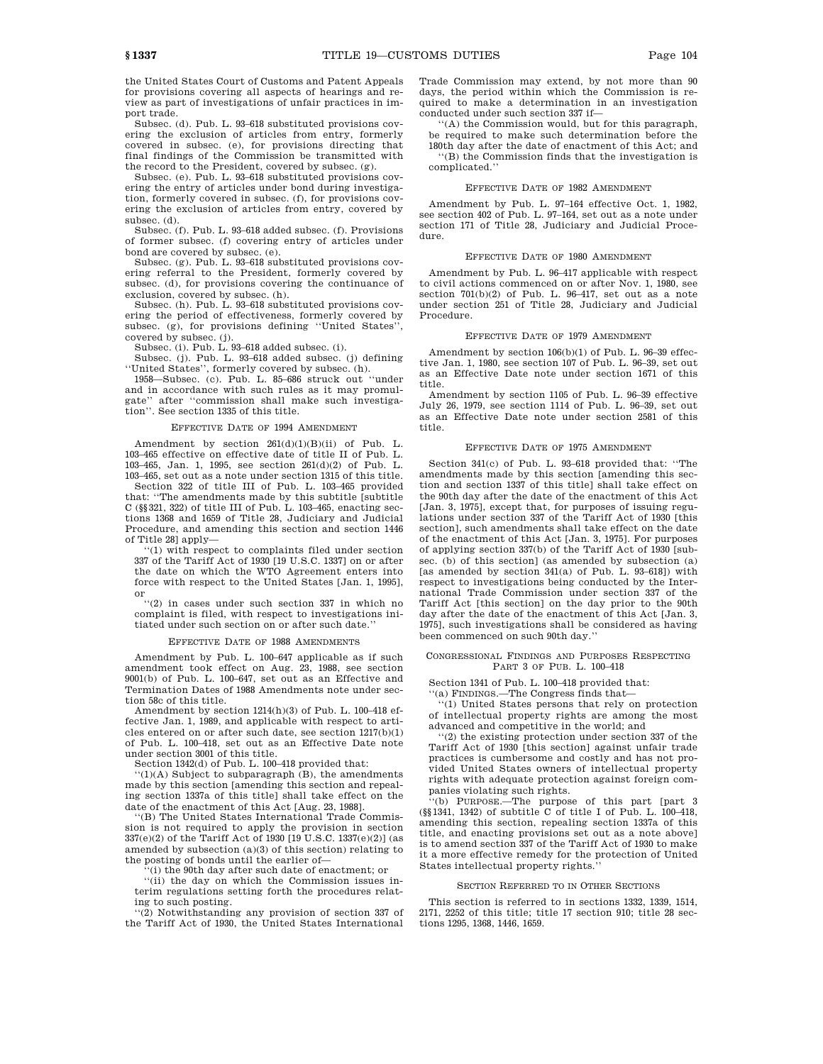the United States Court of Customs and Patent Appeals for provisions covering all aspects of hearings and review as part of investigations of unfair practices in import trade.

Subsec. (d). Pub. L. 93–618 substituted provisions covering the exclusion of articles from entry, formerly covered in subsec. (e), for provisions directing that final findings of the Commission be transmitted with the record to the President, covered by subsec. (g).

Subsec. (e). Pub. L. 93–618 substituted provisions covering the entry of articles under bond during investigation, formerly covered in subsec. (f), for provisions covering the exclusion of articles from entry, covered by subsec. (d).

Subsec. (f). Pub. L. 93–618 added subsec. (f). Provisions of former subsec. (f) covering entry of articles under bond are covered by subsec. (e).

Subsec. (g). Pub. L. 93–618 substituted provisions covering referral to the President, formerly covered by subsec. (d), for provisions covering the continuance of exclusion, covered by subsec. (h).

Subsec. (h). Pub. L. 93–618 substituted provisions covering the period of effectiveness, formerly covered by subsec. (g), for provisions defining ''United States'', covered by subsec. (j).

Subsec. (i). Pub. L. 93–618 added subsec. (i).

Subsec. (j). Pub. L. 93–618 added subsec. (j) defining ''United States'', formerly covered by subsec. (h).

1958—Subsec. (c). Pub. L. 85–686 struck out ''under and in accordance with such rules as it may promulgate'' after ''commission shall make such investigation''. See section 1335 of this title.

EFFECTIVE DATE OF 1994 AMENDMENT

Amendment by section 261(d)(1)(B)(ii) of Pub. L. 103–465 effective on effective date of title II of Pub. L. 103–465, Jan. 1, 1995, see section 261(d)(2) of Pub. L. 103–465, set out as a note under section 1315 of this title.

Section 322 of title III of Pub. L. 103–465 provided that: ''The amendments made by this subtitle [subtitle C (§§321, 322) of title III of Pub. L. 103–465, enacting sections 1368 and 1659 of Title 28, Judiciary and Judicial Procedure, and amending this section and section 1446 of Title 28] apply—

''(1) with respect to complaints filed under section 337 of the Tariff Act of 1930 [19 U.S.C. 1337] on or after the date on which the WTO Agreement enters into force with respect to the United States [Jan. 1, 1995], or

''(2) in cases under such section 337 in which no complaint is filed, with respect to investigations initiated under such section on or after such date.''

EFFECTIVE DATE OF 1988 AMENDMENTS

Amendment by Pub. L. 100–647 applicable as if such amendment took effect on Aug. 23, 1988, see section 9001(b) of Pub. L. 100–647, set out as an Effective and Termination Dates of 1988 Amendments note under section 58c of this title.

Amendment by section 1214(h)(3) of Pub. L. 100–418 effective Jan. 1, 1989, and applicable with respect to articles entered on or after such date, see section 1217(b)(1) of Pub. L. 100–418, set out as an Effective Date note under section 3001 of this title.

Section 1342(d) of Pub. L. 100–418 provided that:

''(1)(A) Subject to subparagraph (B), the amendments made by this section [amending this section and repealing section 1337a of this title] shall take effect on the date of the enactment of this Act [Aug. 23, 1988].

''(B) The United States International Trade Commission is not required to apply the provision in section 337(e)(2) of the Tariff Act of 1930 [19 U.S.C. 1337(e)(2)] (as amended by subsection (a)(3) of this section) relating to the posting of bonds until the earlier of—

''(i) the 90th day after such date of enactment; or

''(ii) the day on which the Commission issues interim regulations setting forth the procedures relating to such posting.

''(2) Notwithstanding any provision of section 337 of the Tariff Act of 1930, the United States International Trade Commission may extend, by not more than 90 days, the period within which the Commission is required to make a determination in an investigation conducted under such section 337 if—

''(A) the Commission would, but for this paragraph, be required to make such determination before the 180th day after the date of enactment of this Act; and

''(B) the Commission finds that the investigation is complicated.''

EFFECTIVE DATE OF 1982 AMENDMENT

Amendment by Pub. L. 97–164 effective Oct. 1, 1982, see section 402 of Pub. L. 97–164, set out as a note under section 171 of Title 28, Judiciary and Judicial Procedure.

EFFECTIVE DATE OF 1980 AMENDMENT

Amendment by Pub. L. 96–417 applicable with respect to civil actions commenced on or after Nov. 1, 1980, see section 701(b)(2) of Pub. L. 96–417, set out as a note under section 251 of Title 28, Judiciary and Judicial Procedure.

EFFECTIVE DATE OF 1979 AMENDMENT

Amendment by section 106(b)(1) of Pub. L. 96–39 effective Jan. 1, 1980, see section 107 of Pub. L. 96–39, set out as an Effective Date note under section 1671 of this title.

Amendment by section 1105 of Pub. L. 96–39 effective July 26, 1979, see section 1114 of Pub. L. 96–39, set out as an Effective Date note under section 2581 of this title.

EFFECTIVE DATE OF 1975 AMENDMENT

Section 341(c) of Pub. L. 93–618 provided that: ''The amendments made by this section [amending this section and section 1337 of this title] shall take effect on the 90th day after the date of the enactment of this Act [Jan. 3, 1975], except that, for purposes of issuing regulations under section 337 of the Tariff Act of 1930 [this section], such amendments shall take effect on the date of the enactment of this Act [Jan. 3, 1975]. For purposes of applying section 337(b) of the Tariff Act of 1930 [subsec. (b) of this section] (as amended by subsection (a) [as amended by section 341(a) of Pub. L. 93–618]) with respect to investigations being conducted by the International Trade Commission under section 337 of the Tariff Act [this section] on the day prior to the 90th day after the date of the enactment of this Act [Jan. 3, 1975], such investigations shall be considered as having been commenced on such 90th day.''

CONGRESSIONAL FINDINGS AND PURPOSES RESPECTING PART 3 OF PUB. L. 100–418

Section 1341 of Pub. L. 100–418 provided that:

''(a) FINDINGS.—The Congress finds that—

''(1) United States persons that rely on protection of intellectual property rights are among the most advanced and competitive in the world; and

''(2) the existing protection under section 337 of the Tariff Act of 1930 [this section] against unfair trade practices is cumbersome and costly and has not provided United States owners of intellectual property rights with adequate protection against foreign companies violating such rights.

''(b) PURPOSE.—The purpose of this part [part 3 (§§1341, 1342) of subtitle C of title I of Pub. L. 100–418, amending this section, repealing section 1337a of this title, and enacting provisions set out as a note above] is to amend section 337 of the Tariff Act of 1930 to make it a more effective remedy for the protection of United States intellectual property rights.''

SECTION REFERRED TO IN OTHER SECTIONS

This section is referred to in sections 1332, 1339, 1514, 2171, 2252 of this title; title 17 section 910; title 28 sections 1295, 1368, 1446, 1659.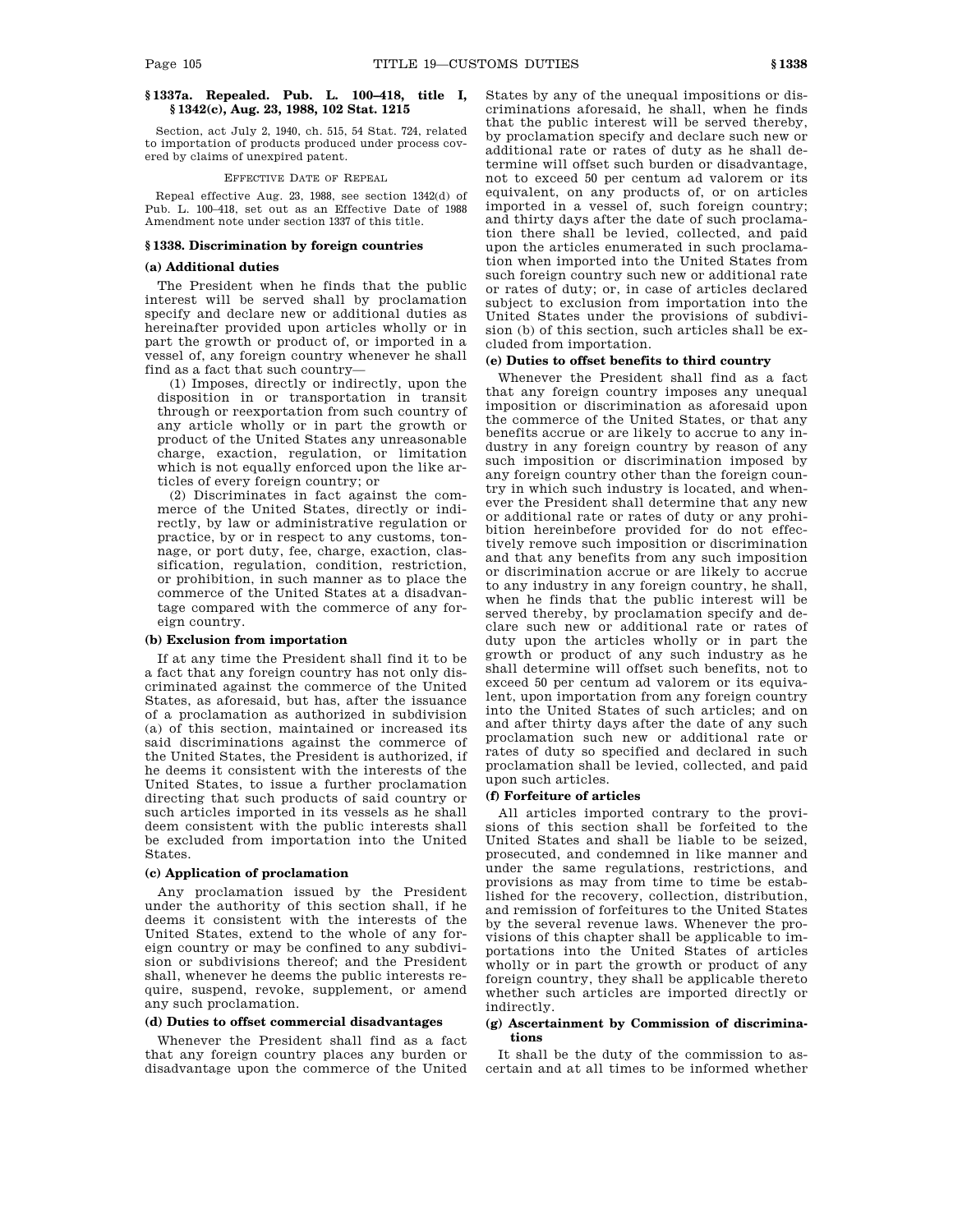### § 1337a. Repealed. Pub. L. 100–418, title I, § 1342(c), Aug. 23, 1988, 102 Stat. 1215

Section, act July 2, 1940, ch. 515, 54 Stat. 724, related to importation of products produced under process covered by claims of unexpired patent.

EFFECTIVE DATE OF REPEAL

Repeal effective Aug. 23, 1988, see section 1342(d) of Pub. L. 100–418, set out as an Effective Date of 1988 Amendment note under section 1337 of this title.

### § 1338. Discrimination by foreign countries

#### (a) Additional duties

The President when he finds that the public interest will be served shall by proclamation specify and declare new or additional duties as hereinafter provided upon articles wholly or in part the growth or product of, or imported in a vessel of, any foreign country whenever he shall find as a fact that such country—

(1) Imposes, directly or indirectly, upon the disposition in or transportation in transit through or reexportation from such country of any article wholly or in part the growth or product of the United States any unreasonable charge, exaction, regulation, or limitation which is not equally enforced upon the like articles of every foreign country; or

(2) Discriminates in fact against the commerce of the United States, directly or indirectly, by law or administrative regulation or practice, by or in respect to any customs, tonnage, or port duty, fee, charge, exaction, classification, regulation, condition, restriction, or prohibition, in such manner as to place the commerce of the United States at a disadvantage compared with the commerce of any foreign country.

#### (b) Exclusion from importation

If at any time the President shall find it to be a fact that any foreign country has not only discriminated against the commerce of the United States, as aforesaid, but has, after the issuance of a proclamation as authorized in subdivision (a) of this section, maintained or increased its said discriminations against the commerce of the United States, the President is authorized, if he deems it consistent with the interests of the United States, to issue a further proclamation directing that such products of said country or such articles imported in its vessels as he shall deem consistent with the public interests shall be excluded from importation into the United States.

#### (c) Application of proclamation

Any proclamation issued by the President under the authority of this section shall, if he deems it consistent with the interests of the United States, extend to the whole of any foreign country or may be confined to any subdivision or subdivisions thereof; and the President shall, whenever he deems the public interests require, suspend, revoke, supplement, or amend any such proclamation.

#### (d) Duties to offset commercial disadvantages

Whenever the President shall find as a fact that any foreign country places any burden or disadvantage upon the commerce of the United States by any of the unequal impositions or discriminations aforesaid, he shall, when he finds that the public interest will be served thereby, by proclamation specify and declare such new or additional rate or rates of duty as he shall determine will offset such burden or disadvantage, not to exceed 50 per centum ad valorem or its equivalent, on any products of, or on articles imported in a vessel of, such foreign country; and thirty days after the date of such proclamation there shall be levied, collected, and paid upon the articles enumerated in such proclamation when imported into the United States from such foreign country such new or additional rate or rates of duty; or, in case of articles declared subject to exclusion from importation into the United States under the provisions of subdivision (b) of this section, such articles shall be excluded from importation.

#### (e) Duties to offset benefits to third country

Whenever the President shall find as a fact that any foreign country imposes any unequal imposition or discrimination as aforesaid upon the commerce of the United States, or that any benefits accrue or are likely to accrue to any industry in any foreign country by reason of any such imposition or discrimination imposed by any foreign country other than the foreign country in which such industry is located, and whenever the President shall determine that any new or additional rate or rates of duty or any prohibition hereinbefore provided for do not effectively remove such imposition or discrimination and that any benefits from any such imposition or discrimination accrue or are likely to accrue to any industry in any foreign country, he shall, when he finds that the public interest will be served thereby, by proclamation specify and declare such new or additional rate or rates of duty upon the articles wholly or in part the growth or product of any such industry as he shall determine will offset such benefits, not to exceed 50 per centum ad valorem or its equivalent, upon importation from any foreign country into the United States of such articles; and on and after thirty days after the date of any such proclamation such new or additional rate or rates of duty so specified and declared in such proclamation shall be levied, collected, and paid upon such articles.

#### (f) Forfeiture of articles

All articles imported contrary to the provisions of this section shall be forfeited to the United States and shall be liable to be seized, prosecuted, and condemned in like manner and under the same regulations, restrictions, and provisions as may from time to time be established for the recovery, collection, distribution, and remission of forfeitures to the United States by the several revenue laws. Whenever the provisions of this chapter shall be applicable to importations into the United States of articles wholly or in part the growth or product of any foreign country, they shall be applicable thereto whether such articles are imported directly or indirectly.

#### (g) Ascertainment by Commission of discriminations

It shall be the duty of the commission to ascertain and at all times to be informed whether